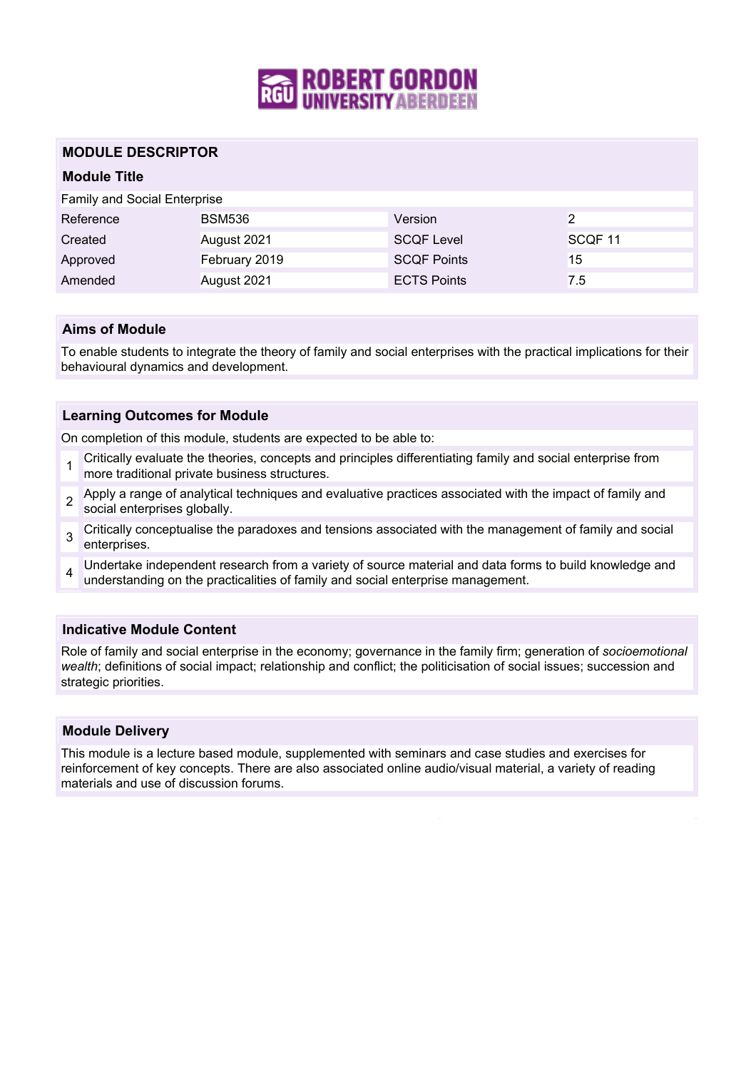## MODULE DESCRIPTOR

### Module Title

Family and Social Enterprise

| Reference | BSM536 | Version | 2 |
|---|---|---|---|
| Created | August 2021 | SCQF Level | SCQF 11 |
| Approved | February 2019 | SCQF Points | 15 |
| Amended | August 2021 | ECTS Points | 7.5 |

### Aims of Module

To enable students to integrate the theory of family and social enterprises with the practical implications for their behavioural dynamics and development.

### Learning Outcomes for Module

On completion of this module, students are expected to be able to:

1. Critically evaluate the theories, concepts and principles differentiating family and social enterprise from more traditional private business structures.
2. Apply a range of analytical techniques and evaluative practices associated with the impact of family and social enterprises globally.
3. Critically conceptualise the paradoxes and tensions associated with the management of family and social enterprises.
4. Undertake independent research from a variety of source material and data forms to build knowledge and understanding on the practicalities of family and social enterprise management.

### Indicative Module Content

Role of family and social enterprise in the economy; governance in the family firm; generation of *socioemotional wealth*; definitions of social impact; relationship and conflict; the politicisation of social issues; succession and strategic priorities.

### Module Delivery

This module is a lecture based module, supplemented with seminars and case studies and exercises for reinforcement of key concepts. There are also associated online audio/visual material, a variety of reading materials and use of discussion forums.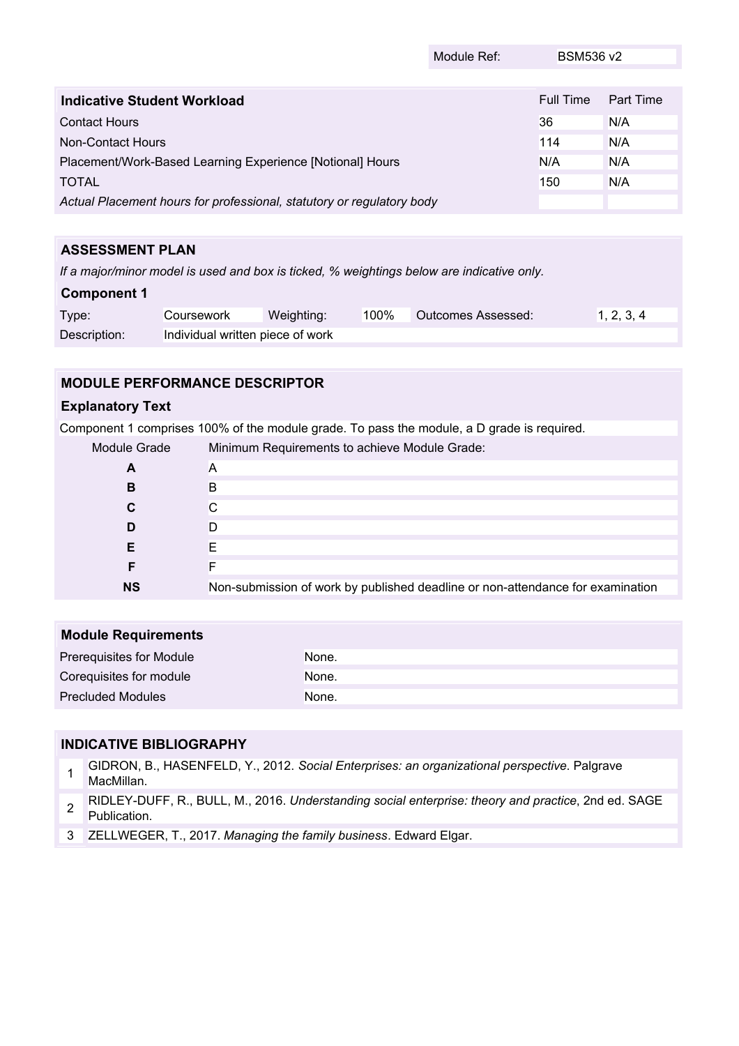| Module Ref: | BSM536 v2 |
| --- | --- |

| Indicative Student Workload | Full Time | Part Time |
| --- | --- | --- |
| Contact Hours | 36 | N/A |
| Non-Contact Hours | 114 | N/A |
| Placement/Work-Based Learning Experience [Notional] Hours | N/A | N/A |
| TOTAL | 150 | N/A |
| *Actual Placement hours for professional, statutory or regulatory body* | | |

## ASSESSMENT PLAN

*If a major/minor model is used and box is ticked, % weightings below are indicative only.*

### Component 1

| | | | | | |
| --- | --- | --- | --- | --- | --- |
| Type: | Coursework | Weighting: | 100% | Outcomes Assessed: | 1, 2, 3, 4 |
| Description: | Individual written piece of work | | | | |

## MODULE PERFORMANCE DESCRIPTOR

### Explanatory Text

Component 1 comprises 100% of the module grade. To pass the module, a D grade is required.

| Module Grade | Minimum Requirements to achieve Module Grade: |
| --- | --- |
| **A** | A |
| **B** | B |
| **C** | C |
| **D** | D |
| **E** | E |
| **F** | F |
| **NS** | Non-submission of work by published deadline or non-attendance for examination |

## Module Requirements

| | |
| --- | --- |
| Prerequisites for Module | None. |
| Corequisites for module | None. |
| Precluded Modules | None. |

## INDICATIVE BIBLIOGRAPHY

1. GIDRON, B., HASENFELD, Y., 2012. *Social Enterprises: an organizational perspective*. Palgrave MacMillan.
2. RIDLEY-DUFF, R., BULL, M., 2016. *Understanding social enterprise: theory and practice*, 2nd ed. SAGE Publication.
3. ZELLWEGER, T., 2017. *Managing the family business*. Edward Elgar.